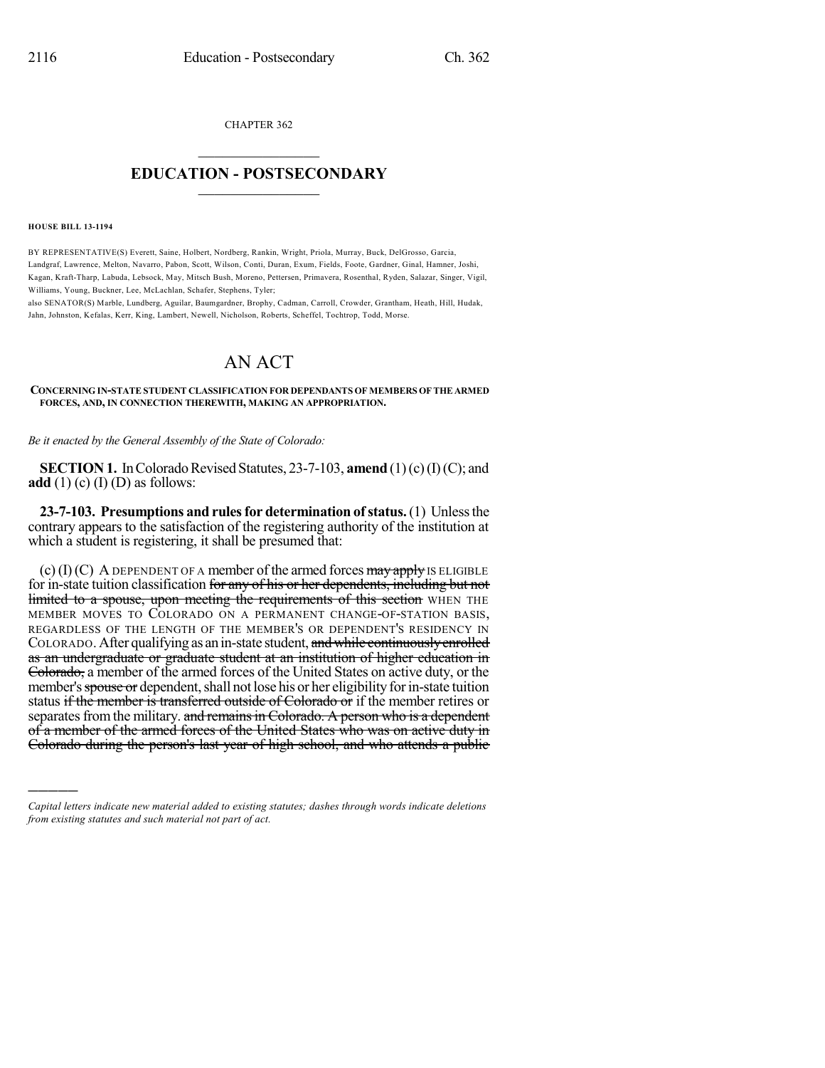CHAPTER 362

## EDUCATION - POSTSECONDARY

**HOUSE BILL 13-1194**

BY REPRESENTATIVE(S) Everett, Saine, Holbert, Nordberg, Rankin, Wright, Priola, Murray, Buck, DelGrosso, Garcia, Landgraf, Lawrence, Melton, Navarro, Pabon, Scott, Wilson, Conti, Duran, Exum, Fields, Foote, Gardner, Ginal, Hamner, Joshi, Kagan, Kraft-Tharp, Labuda, Lebsock, May, Mitsch Bush, Moreno, Pettersen, Primavera, Rosenthal, Ryden, Salazar, Singer, Vigil, Williams, Young, Buckner, Lee, McLachlan, Schafer, Stephens, Tyler;
also SENATOR(S) Marble, Lundberg, Aguilar, Baumgardner, Brophy, Cadman, Carroll, Crowder, Grantham, Heath, Hill, Hudak, Jahn, Johnston, Kefalas, Kerr, King, Lambert, Newell, Nicholson, Roberts, Scheffel, Tochtrop, Todd, Morse.

# AN ACT

**CONCERNING IN-STATE STUDENT CLASSIFICATION FOR DEPENDANTS OF MEMBERS OF THE ARMED FORCES, AND, IN CONNECTION THEREWITH, MAKING AN APPROPRIATION.**

*Be it enacted by the General Assembly of the State of Colorado:*

**SECTION 1.** In Colorado Revised Statutes, 23-7-103, **amend** (1) (c) (I) (C); and **add** (1) (c) (I) (D) as follows:

**23-7-103. Presumptions and rules for determination of status.** (1) Unless the contrary appears to the satisfaction of the registering authority of the institution at which a student is registering, it shall be presumed that:

(c) (I) (C) A DEPENDENT OF A member of the armed forces ~~may apply~~ IS ELIGIBLE for in-state tuition classification ~~for any of his or her dependents, including but not limited to a spouse, upon meeting the requirements of this section~~ WHEN THE MEMBER MOVES TO COLORADO ON A PERMANENT CHANGE-OF-STATION BASIS, REGARDLESS OF THE LENGTH OF THE MEMBER'S OR DEPENDENT'S RESIDENCY IN COLORADO. After qualifying as an in-state student, ~~and while continuously enrolled as an undergraduate or graduate student at an institution of higher education in Colorado,~~ a member of the armed forces of the United States on active duty, or the member's ~~spouse or~~ dependent, shall not lose his or her eligibility for in-state tuition status ~~if the member is transferred outside of Colorado or~~ if the member retires or separates from the military. ~~and remains in Colorado. A person who is a dependent of a member of the armed forces of the United States who was on active duty in Colorado during the person's last year of high school, and who attends a public~~

*Capital letters indicate new material added to existing statutes; dashes through words indicate deletions from existing statutes and such material not part of act.*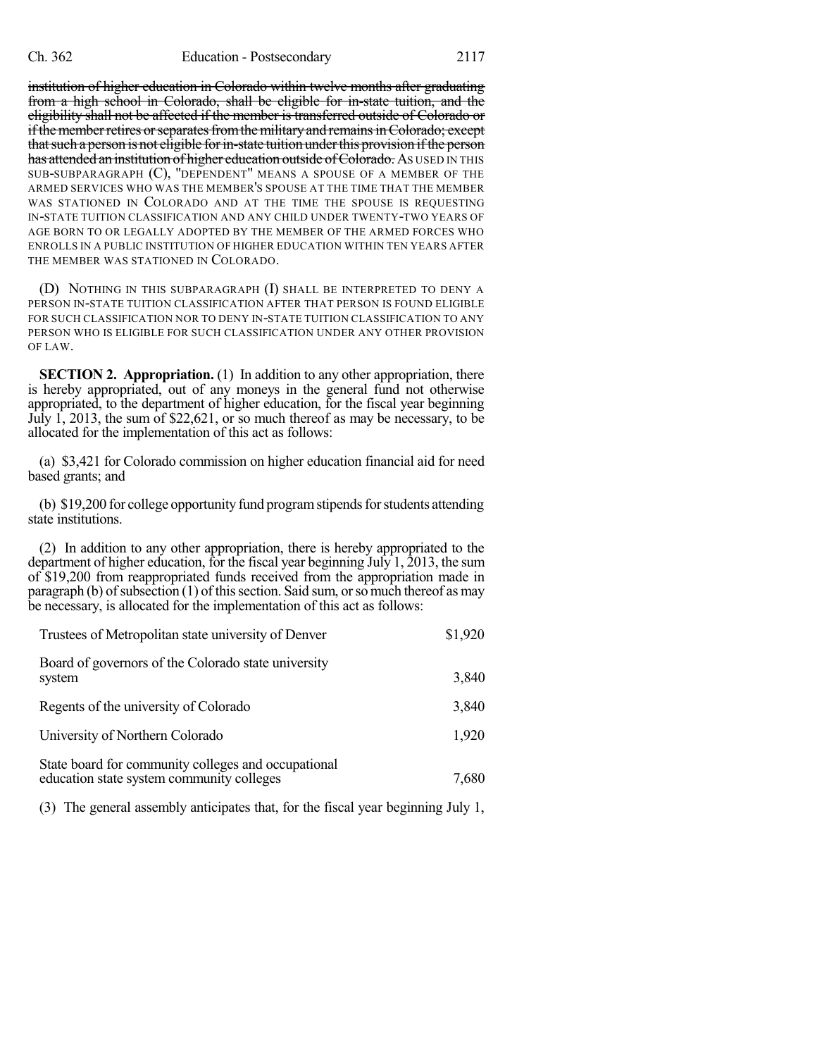~~institution of higher education in Colorado within twelve months after graduating from a high school in Colorado, shall be eligible for in-state tuition, and the eligibility shall not be affected if the member is transferred outside of Colorado or if the member retires or separates from the military and remains in Colorado; except that such a person is not eligible for in-state tuition under this provision if the person has attended an institution of higher education outside of Colorado.~~ AS USED IN THIS SUB-SUBPARAGRAPH (C), "DEPENDENT" MEANS A SPOUSE OF A MEMBER OF THE ARMED SERVICES WHO WAS THE MEMBER'S SPOUSE AT THE TIME THAT THE MEMBER WAS STATIONED IN COLORADO AND AT THE TIME THE SPOUSE IS REQUESTING IN-STATE TUITION CLASSIFICATION AND ANY CHILD UNDER TWENTY-TWO YEARS OF AGE BORN TO OR LEGALLY ADOPTED BY THE MEMBER OF THE ARMED FORCES WHO ENROLLS IN A PUBLIC INSTITUTION OF HIGHER EDUCATION WITHIN TEN YEARS AFTER THE MEMBER WAS STATIONED IN COLORADO.

(D) NOTHING IN THIS SUBPARAGRAPH (I) SHALL BE INTERPRETED TO DENY A PERSON IN-STATE TUITION CLASSIFICATION AFTER THAT PERSON IS FOUND ELIGIBLE FOR SUCH CLASSIFICATION NOR TO DENY IN-STATE TUITION CLASSIFICATION TO ANY PERSON WHO IS ELIGIBLE FOR SUCH CLASSIFICATION UNDER ANY OTHER PROVISION OF LAW.

**SECTION 2. Appropriation.** (1) In addition to any other appropriation, there is hereby appropriated, out of any moneys in the general fund not otherwise appropriated, to the department of higher education, for the fiscal year beginning July 1, 2013, the sum of $22,621, or so much thereof as may be necessary, to be allocated for the implementation of this act as follows:

(a) $3,421 for Colorado commission on higher education financial aid for need based grants; and

(b) $19,200 for college opportunity fund program stipends for students attending state institutions.

(2) In addition to any other appropriation, there is hereby appropriated to the department of higher education, for the fiscal year beginning July 1, 2013, the sum of $19,200 from reappropriated funds received from the appropriation made in paragraph (b) of subsection (1) of this section. Said sum, or so much thereof as may be necessary, is allocated for the implementation of this act as follows:

| | |
|---|---|
| Trustees of Metropolitan state university of Denver | $1,920 |
| Board of governors of the Colorado state university system | 3,840 |
| Regents of the university of Colorado | 3,840 |
| University of Northern Colorado | 1,920 |
| State board for community colleges and occupational education state system community colleges | 7,680 |

(3) The general assembly anticipates that, for the fiscal year beginning July 1,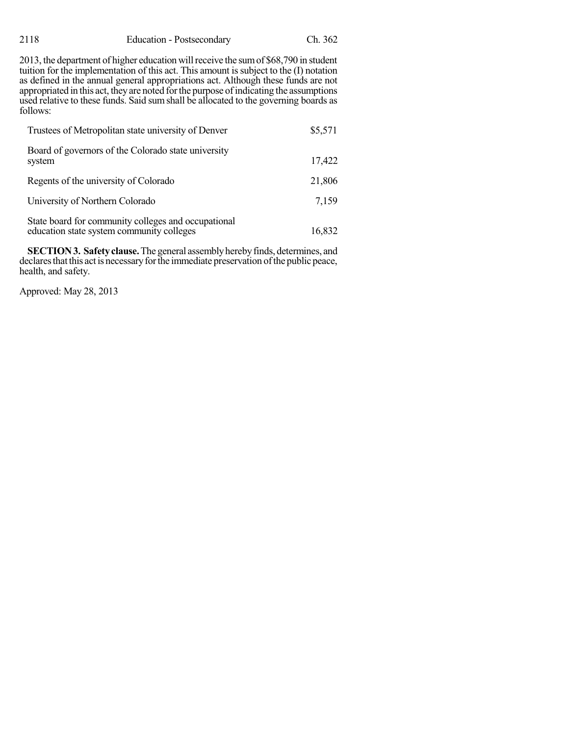2013, the department of higher education will receive the sum of $68,790 in student tuition for the implementation of this act. This amount is subject to the (I) notation as defined in the annual general appropriations act. Although these funds are not appropriated in this act, they are noted for the purpose of indicating the assumptions used relative to these funds. Said sum shall be allocated to the governing boards as follows:

| | |
|---|---|
| Trustees of Metropolitan state university of Denver | $5,571 |
| Board of governors of the Colorado state university system | 17,422 |
| Regents of the university of Colorado | 21,806 |
| University of Northern Colorado | 7,159 |
| State board for community colleges and occupational education state system community colleges | 16,832 |

**SECTION 3. Safety clause.** The general assembly hereby finds, determines, and declares that this act is necessary for the immediate preservation of the public peace, health, and safety.

Approved: May 28, 2013